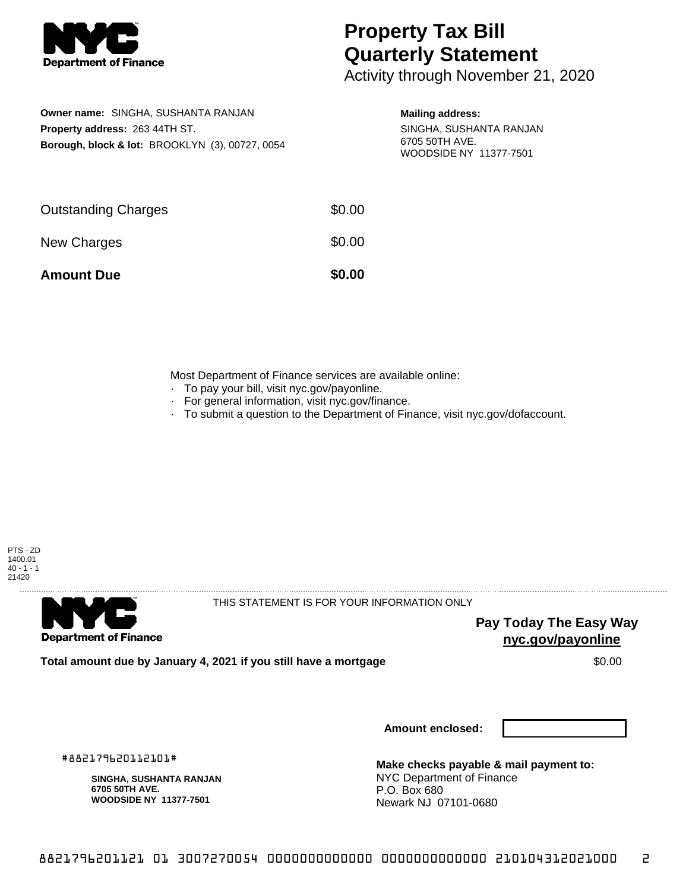**Department of Finance**

# Property Tax Bill Quarterly Statement

Activity through November 21, 2020

**Owner name:** SINGHA, SUSHANTA RANJAN
**Property address:** 263 44TH ST.
**Borough, block & lot:** BROOKLYN (3), 00727, 0054

**Mailing address:**
SINGHA, SUSHANTA RANJAN
6705 50TH AVE.
WOODSIDE NY 11377-7501

| | |
|---|---|
| Outstanding Charges | $0.00 |
| New Charges | $0.00 |
| **Amount Due** | **$0.00** |

Most Department of Finance services are available online:

- To pay your bill, visit nyc.gov/payonline.
- For general information, visit nyc.gov/finance.
- To submit a question to the Department of Finance, visit nyc.gov/dofaccount.

PTS - ZD
1400.01
40 - 1 - 1
21420

---

**Department of Finance**

THIS STATEMENT IS FOR YOUR INFORMATION ONLY

**Pay Today The Easy Way**
**nyc.gov/payonline**

**Total amount due by January 4, 2021 if you still have a mortgage** $0.00

**Amount enclosed:**

#882179620112101#

**SINGHA, SUSHANTA RANJAN**
**6705 50TH AVE.**
**WOODSIDE NY 11377-7501**

**Make checks payable & mail payment to:**
NYC Department of Finance
P.O. Box 680
Newark NJ 07101-0680

8821796201121 01 3007270054 0000000000000 0000000000000 210104312021000 2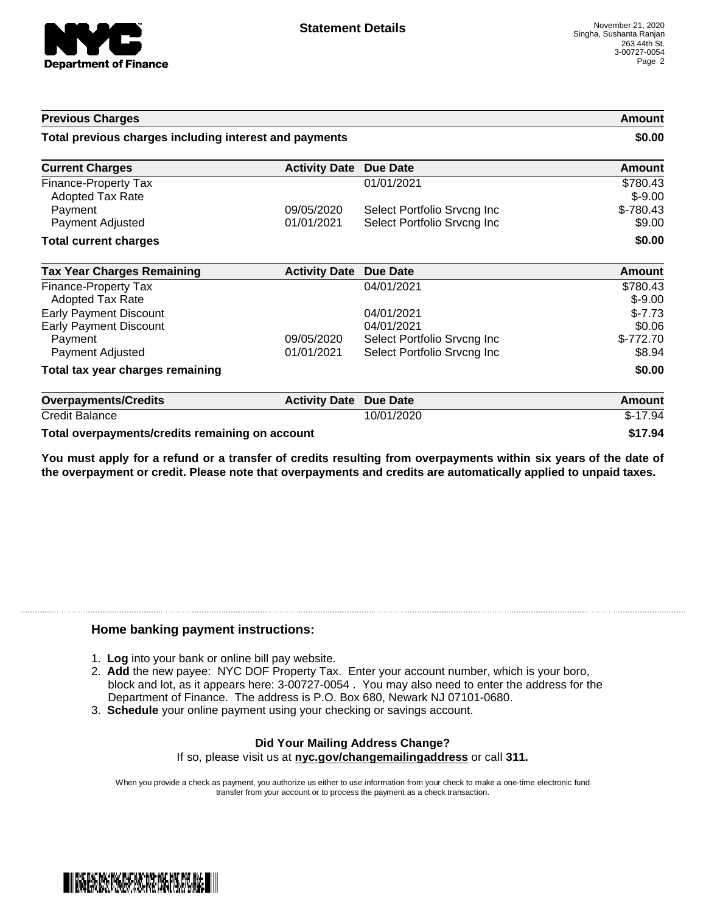**Statement Details**

November 21, 2020
Singha, Sushanta Ranjan
263 44th St.
3-00727-0054

| Previous Charges | Amount |
|---|---|
| **Total previous charges including interest and payments** | **$0.00** |

| Current Charges | Activity Date | Due Date | Amount |
|---|---|---|---|
| Finance-Property Tax | | 01/01/2021 | $780.43 |
| Adopted Tax Rate | | | $-9.00 |
| Payment | 09/05/2020 | Select Portfolio Srvcng Inc | $-780.43 |
| Payment Adjusted | 01/01/2021 | Select Portfolio Srvcng Inc | $9.00 |
| **Total current charges** | | | **$0.00** |

| Tax Year Charges Remaining | Activity Date | Due Date | Amount |
|---|---|---|---|
| Finance-Property Tax | | 04/01/2021 | $780.43 |
| Adopted Tax Rate | | | $-9.00 |
| Early Payment Discount | | 04/01/2021 | $-7.73 |
| Early Payment Discount | | 04/01/2021 | $0.06 |
| Payment | 09/05/2020 | Select Portfolio Srvcng Inc | $-772.70 |
| Payment Adjusted | 01/01/2021 | Select Portfolio Srvcng Inc | $8.94 |
| **Total tax year charges remaining** | | | **$0.00** |

| Overpayments/Credits | Activity Date | Due Date | Amount |
|---|---|---|---|
| Credit Balance | | 10/01/2020 | $-17.94 |
| **Total overpayments/credits remaining on account** | | | **$17.94** |

**You must apply for a refund or a transfer of credits resulting from overpayments within six years of the date of the overpayment or credit. Please note that overpayments and credits are automatically applied to unpaid taxes.**

### Home banking payment instructions:

1. **Log** into your bank or online bill pay website.
2. **Add** the new payee: NYC DOF Property Tax. Enter your account number, which is your boro, block and lot, as it appears here: 3-00727-0054 . You may also need to enter the address for the Department of Finance. The address is P.O. Box 680, Newark NJ 07101-0680.
3. **Schedule** your online payment using your checking or savings account.

**Did Your Mailing Address Change?**
If so, please visit us at **nyc.gov/changemailingaddress** or call **311.**

When you provide a check as payment, you authorize us either to use information from your check to make a one-time electronic fund transfer from your account or to process the payment as a check transaction.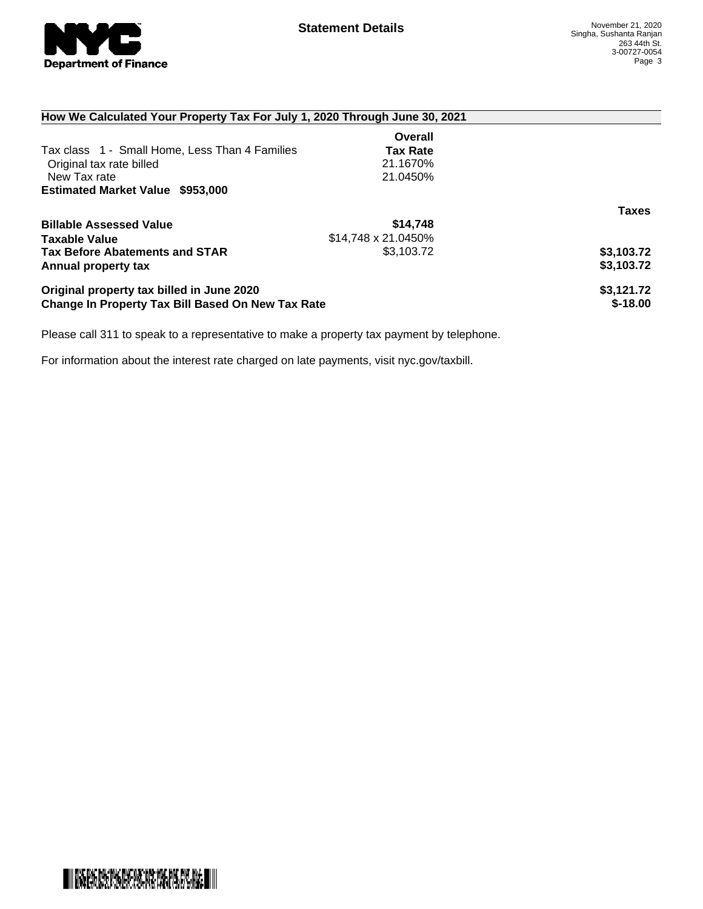# Statement Details

November 21, 2020
Singha, Sushanta Ranjan
263 44th St.
3-00727-0054

## How We Calculated Your Property Tax For July 1, 2020 Through June 30, 2021

| | Overall Tax Rate | |
|---|---|---|
| Tax class 1 - Small Home, Less Than 4 Families | | |
| Original tax rate billed | 21.1670% | |
| New Tax rate | 21.0450% | |
| **Estimated Market Value $953,000** | | |
| | | **Taxes** |
| **Billable Assessed Value** | **$14,748** | |
| **Taxable Value** | $14,748 x 21.0450% | |
| **Tax Before Abatements and STAR** | $3,103.72 | **$3,103.72** |
| **Annual property tax** | | **$3,103.72** |
| **Original property tax billed in June 2020** | | **$3,121.72** |
| **Change In Property Tax Bill Based On New Tax Rate** | | **$-18.00** |

Please call 311 to speak to a representative to make a property tax payment by telephone.

For information about the interest rate charged on late payments, visit nyc.gov/taxbill.